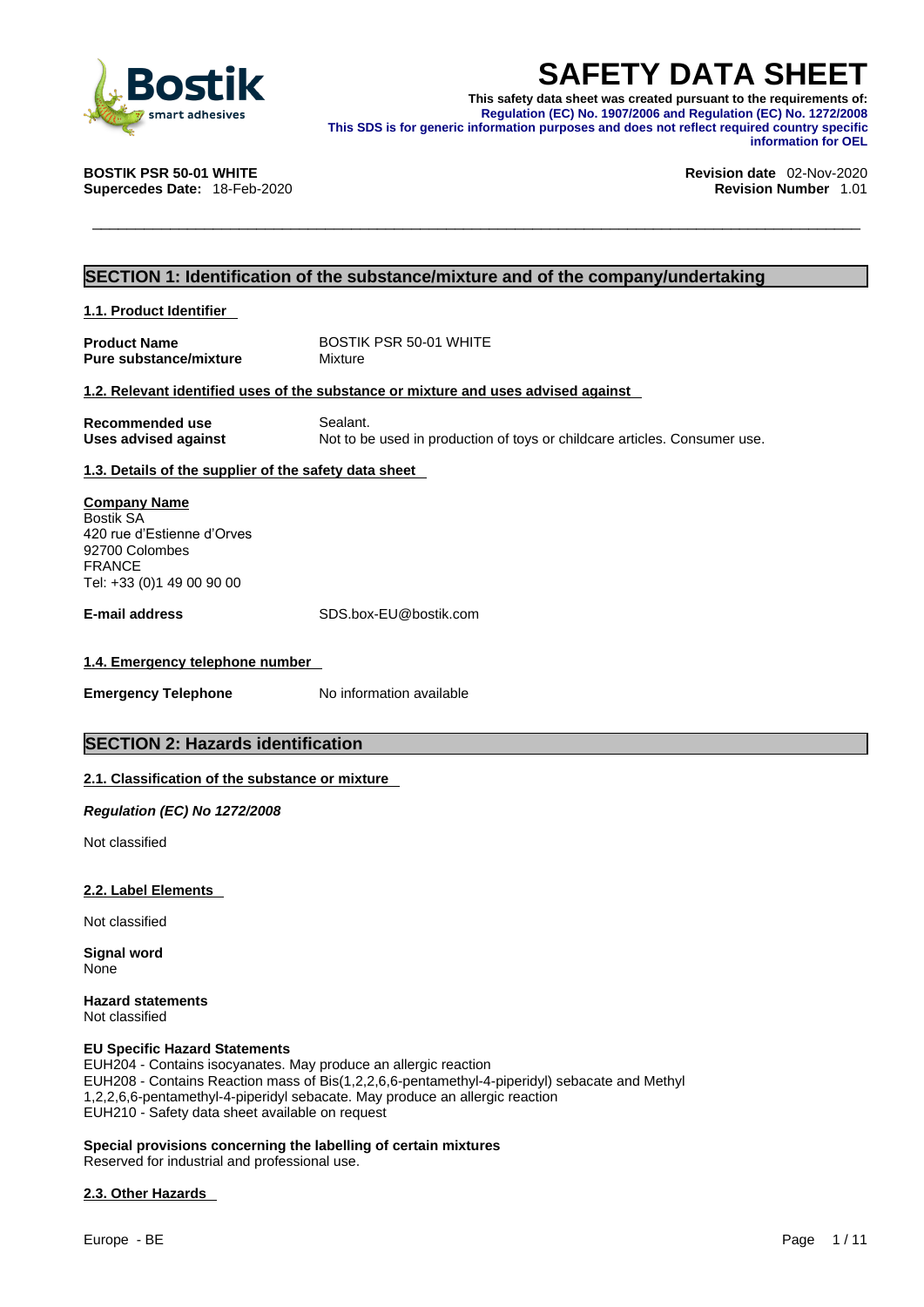# SAFETY DATA SHEET

**This safety data sheet was created pursuant to the requirements of:**
**Regulation (EC) No. 1907/2006 and Regulation (EC) No. 1272/2008**
**This SDS is for generic information purposes and does not reflect required country specific information for OEL**

**BOSTIK PSR 50-01 WHITE**
**Supercedes Date:** 18-Feb-2020

**Revision date** 02-Nov-2020
**Revision Number** 1.01

## SECTION 1: Identification of the substance/mixture and of the company/undertaking

### 1.1. Product Identifier

| | |
|---|---|
| **Product Name** | BOSTIK PSR 50-01 WHITE |
| **Pure substance/mixture** | Mixture |

### 1.2. Relevant identified uses of the substance or mixture and uses advised against

| | |
|---|---|
| **Recommended use** | Sealant. |
| **Uses advised against** | Not to be used in production of toys or childcare articles. Consumer use. |

### 1.3. Details of the supplier of the safety data sheet

**Company Name**
Bostik SA
420 rue d'Estienne d'Orves
92700 Colombes
FRANCE
Tel: +33 (0)1 49 00 90 00

**E-mail address** SDS.box-EU@bostik.com

### 1.4. Emergency telephone number

**Emergency Telephone** No information available

## SECTION 2: Hazards identification

### 2.1. Classification of the substance or mixture

***Regulation (EC) No 1272/2008***

Not classified

### 2.2. Label Elements

Not classified

**Signal word**
None

**Hazard statements**
Not classified

**EU Specific Hazard Statements**
EUH204 - Contains isocyanates. May produce an allergic reaction
EUH208 - Contains Reaction mass of Bis(1,2,2,6,6-pentamethyl-4-piperidyl) sebacate and Methyl 1,2,2,6,6-pentamethyl-4-piperidyl sebacate. May produce an allergic reaction
EUH210 - Safety data sheet available on request

**Special provisions concerning the labelling of certain mixtures**
Reserved for industrial and professional use.

### 2.3. Other Hazards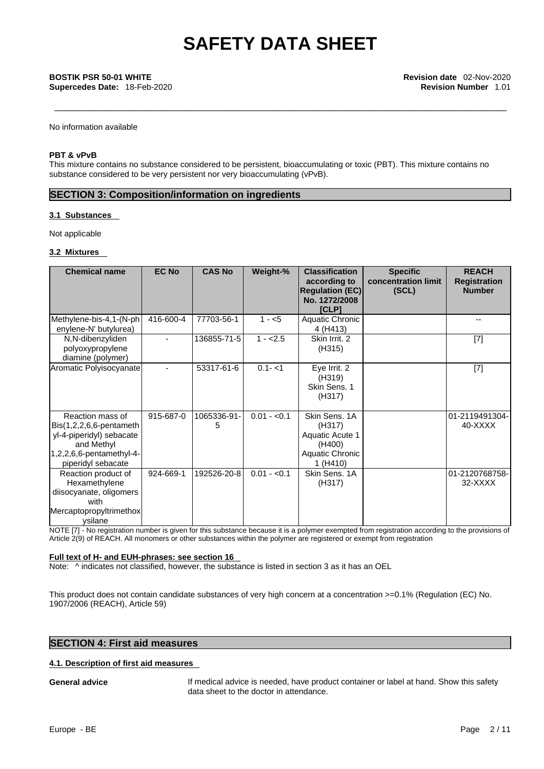No information available

**PBT & vPvB**

This mixture contains no substance considered to be persistent, bioaccumulating or toxic (PBT). This mixture contains no substance considered to be very persistent nor very bioaccumulating (vPvB).

## SECTION 3: Composition/information on ingredients

### 3.1 Substances

Not applicable

### 3.2 Mixtures

| Chemical name | EC No | CAS No | Weight-% | Classification according to Regulation (EC) No. 1272/2008 [CLP] | Specific concentration limit (SCL) | REACH Registration Number |
|---|---|---|---|---|---|---|
| Methylene-bis-4,1-(N-phenylene-N' butylurea) | 416-600-4 | 77703-56-1 | 1 - <5 | Aquatic Chronic 4 (H413) | | -- |
| N,N-dibenzyliden polyoxypropylene diamine (polymer) | - | 136855-71-5 | 1 - <2.5 | Skin Irrit. 2 (H315) | | [7] |
| Aromatic Polyisocyanate | - | 53317-61-6 | 0.1- <1 | Eye Irrit. 2 (H319) Skin Sens. 1 (H317) | | [7] |
| Reaction mass of Bis(1,2,2,6,6-pentamethyl-4-piperidyl) sebacate and Methyl 1,2,2,6,6-pentamethyl-4-piperidyl sebacate | 915-687-0 | 1065336-91-5 | 0.01 - <0.1 | Skin Sens. 1A (H317) Aquatic Acute 1 (H400) Aquatic Chronic 1 (H410) | | 01-2119491304-40-XXXX |
| Reaction product of Hexamethylene diisocyanate, oligomers with Mercaptopropyltrimethoxysilane | 924-669-1 | 192526-20-8 | 0.01 - <0.1 | Skin Sens. 1A (H317) | | 01-2120768758-32-XXXX |

NOTE [7] - No registration number is given for this substance because it is a polymer exempted from registration according to the provisions of Article 2(9) of REACH. All monomers or other substances within the polymer are registered or exempt from registration

**Full text of H- and EUH-phrases: see section 16**

Note: ^ indicates not classified, however, the substance is listed in section 3 as it has an OEL

This product does not contain candidate substances of very high concern at a concentration >=0.1% (Regulation (EC) No. 1907/2006 (REACH), Article 59)

## SECTION 4: First aid measures

### 4.1. Description of first aid measures

**General advice** If medical advice is needed, have product container or label at hand. Show this safety data sheet to the doctor in attendance.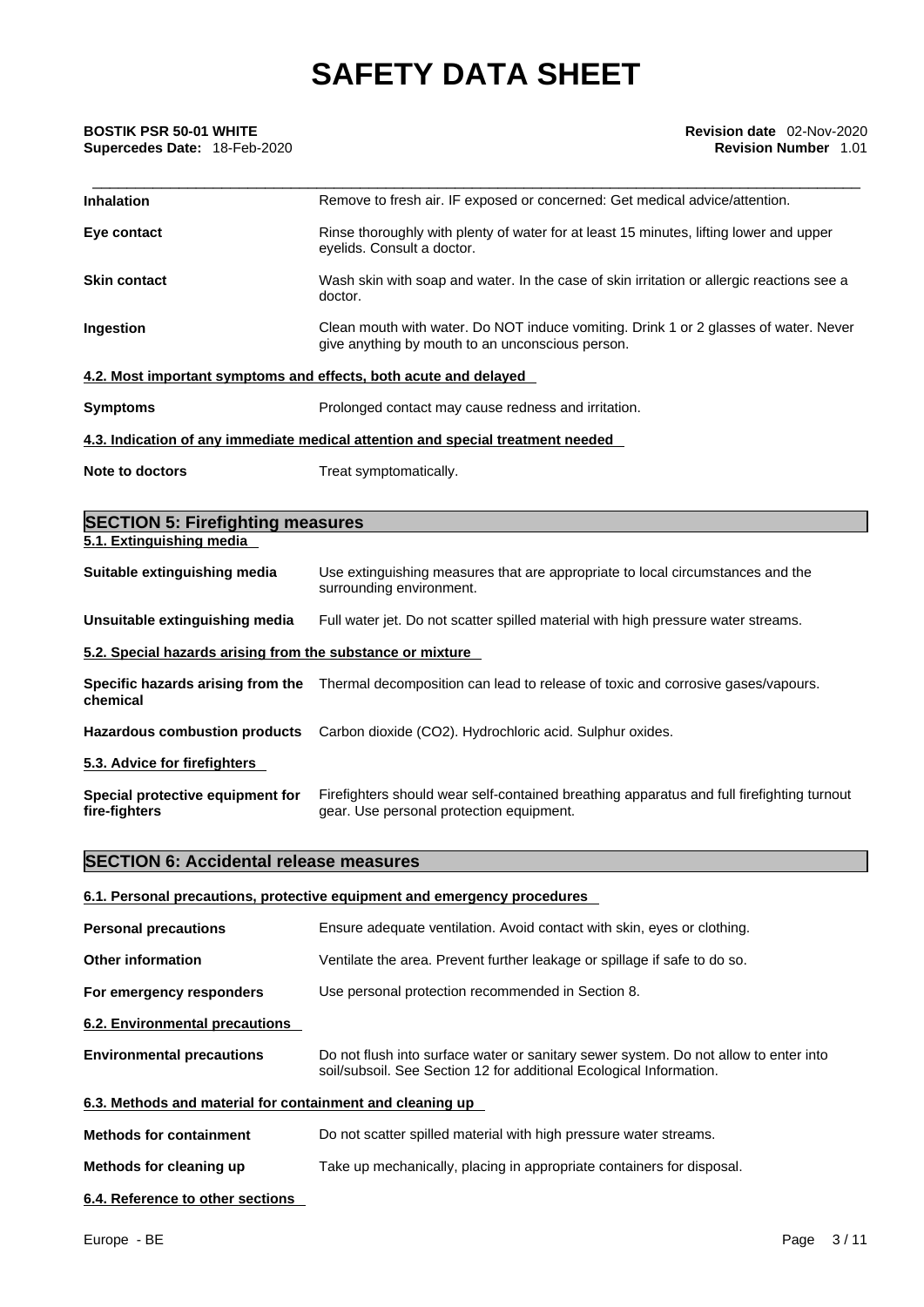| | |
|---|---|
| **Inhalation** | Remove to fresh air. IF exposed or concerned: Get medical advice/attention. |
| **Eye contact** | Rinse thoroughly with plenty of water for at least 15 minutes, lifting lower and upper eyelids. Consult a doctor. |
| **Skin contact** | Wash skin with soap and water. In the case of skin irritation or allergic reactions see a doctor. |
| **Ingestion** | Clean mouth with water. Do NOT induce vomiting. Drink 1 or 2 glasses of water. Never give anything by mouth to an unconscious person. |

### 4.2. Most important symptoms and effects, both acute and delayed

| | |
|---|---|
| **Symptoms** | Prolonged contact may cause redness and irritation. |

### 4.3. Indication of any immediate medical attention and special treatment needed

| | |
|---|---|
| **Note to doctors** | Treat symptomatically. |

## SECTION 5: Firefighting measures

### 5.1. Extinguishing media

| | |
|---|---|
| **Suitable extinguishing media** | Use extinguishing measures that are appropriate to local circumstances and the surrounding environment. |
| **Unsuitable extinguishing media** | Full water jet. Do not scatter spilled material with high pressure water streams. |

### 5.2. Special hazards arising from the substance or mixture

| | |
|---|---|
| **Specific hazards arising from the chemical** | Thermal decomposition can lead to release of toxic and corrosive gases/vapours. |
| **Hazardous combustion products** | Carbon dioxide ($CO_2$). Hydrochloric acid. Sulphur oxides. |

### 5.3. Advice for firefighters

| | |
|---|---|
| **Special protective equipment for fire-fighters** | Firefighters should wear self-contained breathing apparatus and full firefighting turnout gear. Use personal protection equipment. |

## SECTION 6: Accidental release measures

### 6.1. Personal precautions, protective equipment and emergency procedures

| | |
|---|---|
| **Personal precautions** | Ensure adequate ventilation. Avoid contact with skin, eyes or clothing. |
| **Other information** | Ventilate the area. Prevent further leakage or spillage if safe to do so. |
| **For emergency responders** | Use personal protection recommended in Section 8. |

### 6.2. Environmental precautions

| | |
|---|---|
| **Environmental precautions** | Do not flush into surface water or sanitary sewer system. Do not allow to enter into soil/subsoil. See Section 12 for additional Ecological Information. |

### 6.3. Methods and material for containment and cleaning up

| | |
|---|---|
| **Methods for containment** | Do not scatter spilled material with high pressure water streams. |
| **Methods for cleaning up** | Take up mechanically, placing in appropriate containers for disposal. |

### 6.4. Reference to other sections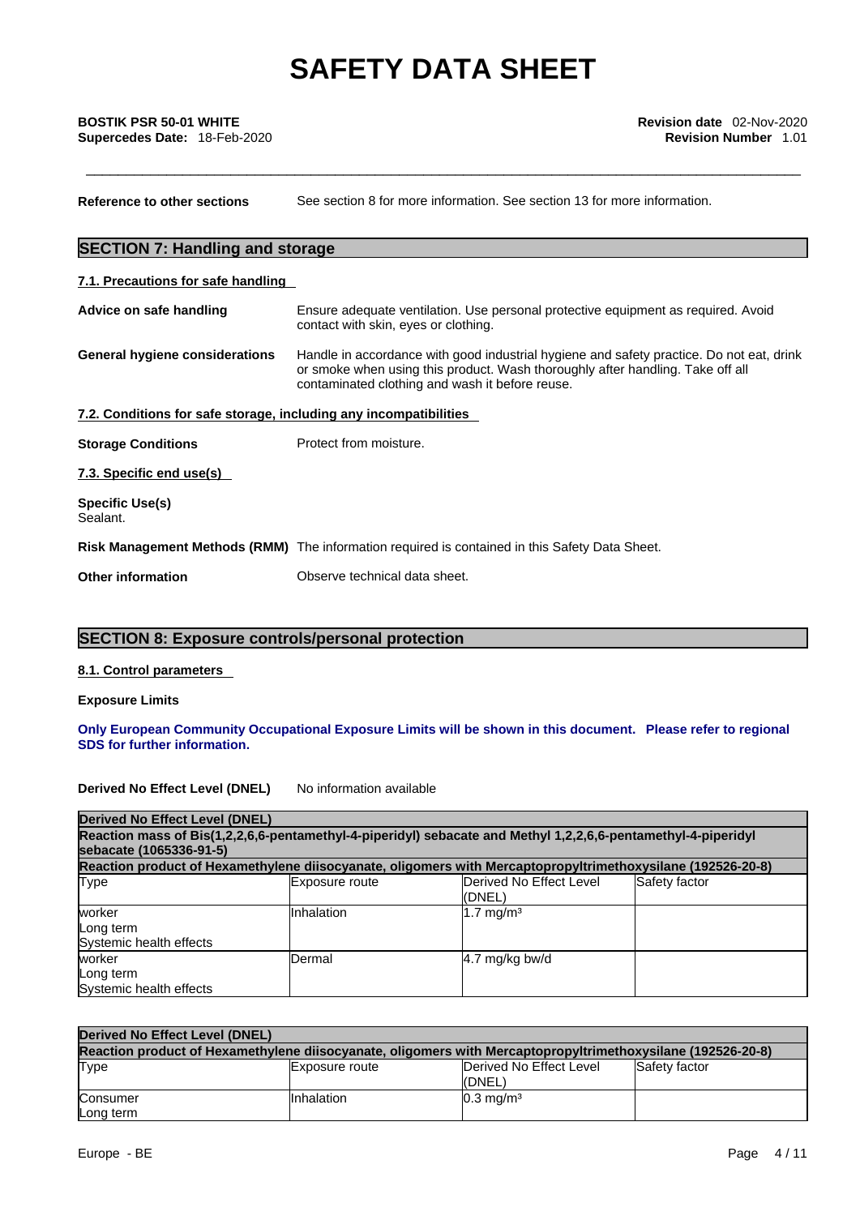**Reference to other sections** See section 8 for more information. See section 13 for more information.

## SECTION 7: Handling and storage

### 7.1. Precautions for safe handling

**Advice on safe handling** Ensure adequate ventilation. Use personal protective equipment as required. Avoid contact with skin, eyes or clothing.

**General hygiene considerations** Handle in accordance with good industrial hygiene and safety practice. Do not eat, drink or smoke when using this product. Wash thoroughly after handling. Take off all contaminated clothing and wash it before reuse.

### 7.2. Conditions for safe storage, including any incompatibilities

**Storage Conditions** Protect from moisture.

### 7.3. Specific end use(s)

**Specific Use(s)**
Sealant.

**Risk Management Methods (RMM)** The information required is contained in this Safety Data Sheet.

**Other information** Observe technical data sheet.

## SECTION 8: Exposure controls/personal protection

### 8.1. Control parameters

**Exposure Limits**

**Only European Community Occupational Exposure Limits will be shown in this document. Please refer to regional SDS for further information.**

**Derived No Effect Level (DNEL)** No information available

| Derived No Effect Level (DNEL) | | | |
|---|---|---|---|
| **Reaction mass of Bis(1,2,2,6,6-pentamethyl-4-piperidyl) sebacate and Methyl 1,2,2,6,6-pentamethyl-4-piperidyl sebacate (1065336-91-5)** | | | |
| **Reaction product of Hexamethylene diisocyanate, oligomers with Mercaptopropyltrimethoxysilane (192526-20-8)** | | | |
| Type | Exposure route | Derived No Effect Level (DNEL) | Safety factor |
| worker<br>Long term<br>Systemic health effects | Inhalation | 1.7 mg/m³ | |
| worker<br>Long term<br>Systemic health effects | Dermal | 4.7 mg/kg bw/d | |

| Derived No Effect Level (DNEL) | | | |
|---|---|---|---|
| **Reaction product of Hexamethylene diisocyanate, oligomers with Mercaptopropyltrimethoxysilane (192526-20-8)** | | | |
| Type | Exposure route | Derived No Effect Level (DNEL) | Safety factor |
| Consumer<br>Long term | Inhalation | 0.3 mg/m³ | |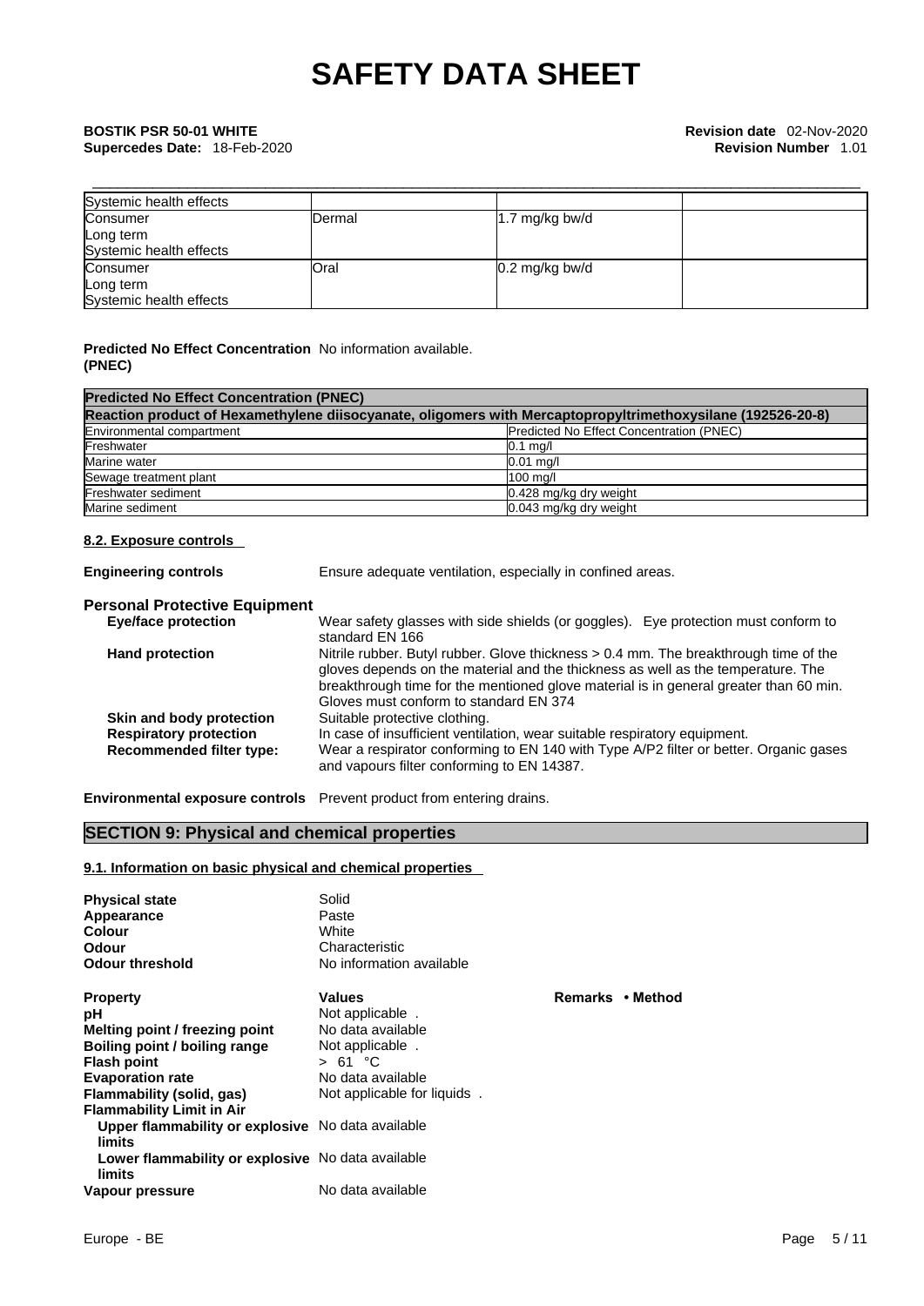| | | | |
|---|---|---|---|
| Systemic health effects | | | |
| Consumer<br>Long term<br>Systemic health effects | Dermal | 1.7 mg/kg bw/d | |
| Consumer<br>Long term<br>Systemic health effects | Oral | 0.2 mg/kg bw/d | |

**Predicted No Effect Concentration (PNEC)** No information available.

| Predicted No Effect Concentration (PNEC) | |
|---|---|
| **Reaction product of Hexamethylene diisocyanate, oligomers with Mercaptopropyltrimethoxysilane (192526-20-8)** | |
| Environmental compartment | Predicted No Effect Concentration (PNEC) |
| Freshwater | 0.1 mg/l |
| Marine water | 0.01 mg/l |
| Sewage treatment plant | 100 mg/l |
| Freshwater sediment | 0.428 mg/kg dry weight |
| Marine sediment | 0.043 mg/kg dry weight |

### 8.2. Exposure controls

**Engineering controls** Ensure adequate ventilation, especially in confined areas.

**Personal Protective Equipment**

**Eye/face protection** Wear safety glasses with side shields (or goggles). Eye protection must conform to standard EN 166

**Hand protection** Nitrile rubber. Butyl rubber. Glove thickness > 0.4 mm. The breakthrough time of the gloves depends on the material and the thickness as well as the temperature. The breakthrough time for the mentioned glove material is in general greater than 60 min. Gloves must conform to standard EN 374

**Skin and body protection** Suitable protective clothing.

**Respiratory protection** In case of insufficient ventilation, wear suitable respiratory equipment.

**Recommended filter type:** Wear a respirator conforming to EN 140 with Type A/P2 filter or better. Organic gases and vapours filter conforming to EN 14387.

**Environmental exposure controls** Prevent product from entering drains.

## SECTION 9: Physical and chemical properties

### 9.1. Information on basic physical and chemical properties

**Physical state** Solid
**Appearance** Paste
**Colour** White
**Odour** Characteristic
**Odour threshold** No information available

| Property | Values | Remarks • Method |
|---|---|---|
| pH | Not applicable . | |
| Melting point / freezing point | No data available | |
| Boiling point / boiling range | Not applicable . | |
| Flash point | > 61 °C | |
| Evaporation rate | No data available | |
| Flammability (solid, gas) | Not applicable for liquids . | |
| Flammability Limit in Air | | |
| Upper flammability or explosive limits | No data available | |
| Lower flammability or explosive limits | No data available | |
| Vapour pressure | No data available | |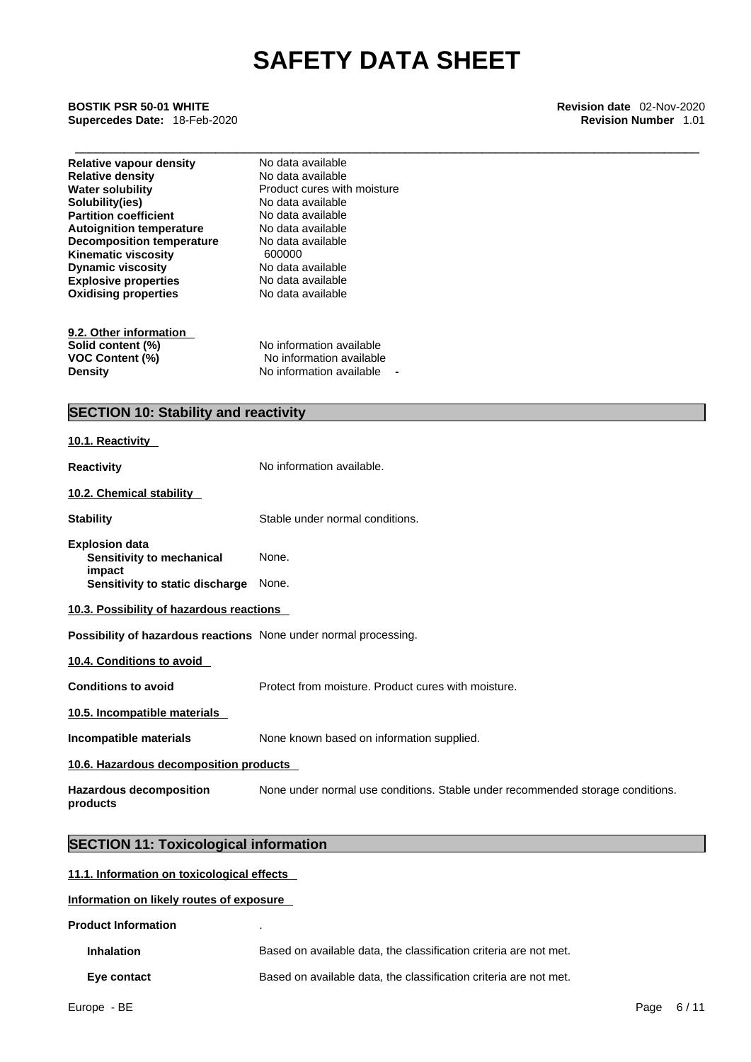| | |
|---|---|
| **Relative vapour density** | No data available |
| **Relative density** | No data available |
| **Water solubility** | Product cures with moisture |
| **Solubility(ies)** | No data available |
| **Partition coefficient** | No data available |
| **Autoignition temperature** | No data available |
| **Decomposition temperature** | No data available |
| **Kinematic viscosity** | 600000 |
| **Dynamic viscosity** | No data available |
| **Explosive properties** | No data available |
| **Oxidising properties** | No data available |

**9.2. Other information**

| | |
|---|---|
| **Solid content (%)** | No information available |
| **VOC Content (%)** | No information available |
| **Density** | No information available - |

## SECTION 10: Stability and reactivity

**10.1. Reactivity**

**Reactivity** No information available.

**10.2. Chemical stability**

**Stability** Stable under normal conditions.

**Explosion data**
- **Sensitivity to mechanical impact** None.
- **Sensitivity to static discharge** None.

**10.3. Possibility of hazardous reactions**

**Possibility of hazardous reactions** None under normal processing.

**10.4. Conditions to avoid**

**Conditions to avoid** Protect from moisture. Product cures with moisture.

**10.5. Incompatible materials**

**Incompatible materials** None known based on information supplied.

**10.6. Hazardous decomposition products**

**Hazardous decomposition products** None under normal use conditions. Stable under recommended storage conditions.

## SECTION 11: Toxicological information

**11.1. Information on toxicological effects**

**Information on likely routes of exposure**

**Product Information** .

**Inhalation** Based on available data, the classification criteria are not met.

**Eye contact** Based on available data, the classification criteria are not met.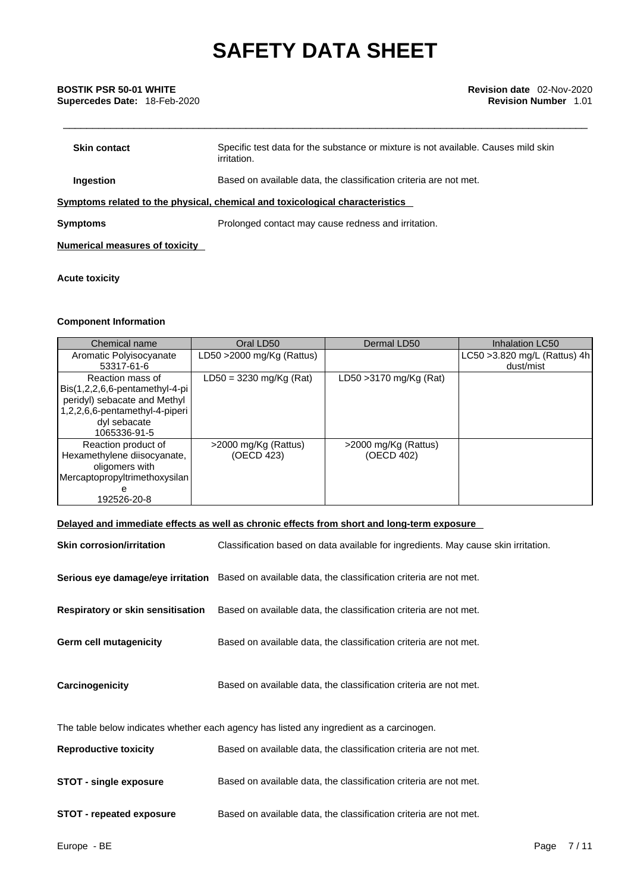**Skin contact** Specific test data for the substance or mixture is not available. Causes mild skin irritation.

**Ingestion** Based on available data, the classification criteria are not met.

**Symptoms related to the physical, chemical and toxicological characteristics**

**Symptoms** Prolonged contact may cause redness and irritation.

**Numerical measures of toxicity**

**Acute toxicity**

**Component Information**

| Chemical name | Oral LD50 | Dermal LD50 | Inhalation LC50 |
|---|---|---|---|
| Aromatic Polyisocyanate<br>53317-61-6 | LD50 >2000 mg/Kg (Rattus) | | LC50 >3.820 mg/L (Rattus) 4h dust/mist |
| Reaction mass of Bis(1,2,2,6,6-pentamethyl-4-piperidyl) sebacate and Methyl 1,2,2,6,6-pentamethyl-4-piperidyl sebacate<br>1065336-91-5 | LD50 = 3230 mg/Kg (Rat) | LD50 >3170 mg/Kg (Rat) | |
| Reaction product of Hexamethylene diisocyanate, oligomers with Mercaptopropyltrimethoxysilane<br>192526-20-8 | >2000 mg/Kg (Rattus)<br>(OECD 423) | >2000 mg/Kg (Rattus)<br>(OECD 402) | |

**Delayed and immediate effects as well as chronic effects from short and long-term exposure**

**Skin corrosion/irritation** Classification based on data available for ingredients. May cause skin irritation.

**Serious eye damage/eye irritation** Based on available data, the classification criteria are not met.

**Respiratory or skin sensitisation** Based on available data, the classification criteria are not met.

**Germ cell mutagenicity** Based on available data, the classification criteria are not met.

**Carcinogenicity** Based on available data, the classification criteria are not met.

The table below indicates whether each agency has listed any ingredient as a carcinogen.

**Reproductive toxicity** Based on available data, the classification criteria are not met.

**STOT - single exposure** Based on available data, the classification criteria are not met.

**STOT - repeated exposure** Based on available data, the classification criteria are not met.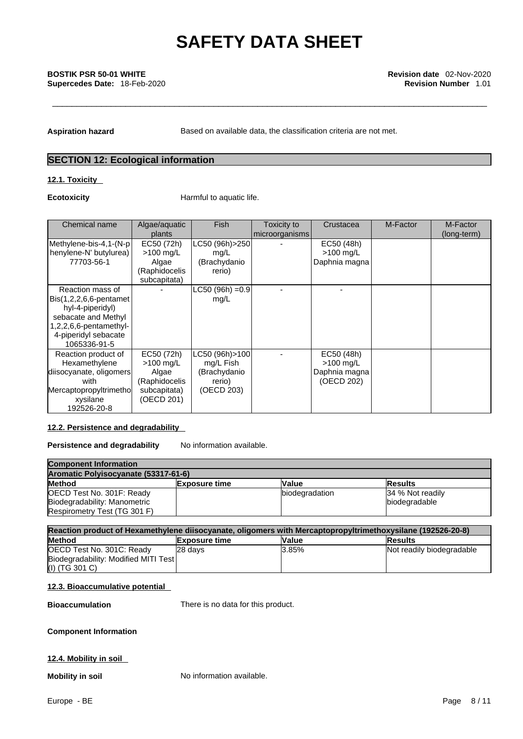**Aspiration hazard** Based on available data, the classification criteria are not met.

## SECTION 12: Ecological information

### 12.1. Toxicity

**Ecotoxicity** Harmful to aquatic life.

| Chemical name | Algae/aquatic plants | Fish | Toxicity to microorganisms | Crustacea | M-Factor | M-Factor (long-term) |
|---|---|---|---|---|---|---|
| Methylene-bis-4,1-(N-phenylene-N' butylurea) 77703-56-1 | EC50 (72h) >100 mg/L Algae (Raphidocelis subcapitata) | LC50 (96h)>250 mg/L (Brachydanio rerio) | - | EC50 (48h) >100 mg/L Daphnia magna | | |
| Reaction mass of Bis(1,2,2,6,6-pentamethyl-4-piperidyl) sebacate and Methyl 1,2,2,6,6-pentamethyl-4-piperidyl sebacate 1065336-91-5 | - | LC50 (96h) =0.9 mg/L | - | - | | |
| Reaction product of Hexamethylene diisocyanate, oligomers with Mercaptopropyltrimethoxysilane 192526-20-8 | EC50 (72h) >100 mg/L Algae (Raphidocelis subcapitata) (OECD 201) | LC50 (96h)>100 mg/L Fish (Brachydanio rerio) (OECD 203) | - | EC50 (48h) >100 mg/L Daphnia magna (OECD 202) | | |

### 12.2. Persistence and degradability

**Persistence and degradability** No information available.

| **Component Information** | | | |
|---|---|---|---|
| **Aromatic Polyisocyanate (53317-61-6)** | | | |
| **Method** | **Exposure time** | **Value** | **Results** |
| OECD Test No. 301F: Ready Biodegradability: Manometric Respirometry Test (TG 301 F) | | biodegradation | 34 % Not readily biodegradable |

| **Reaction product of Hexamethylene diisocyanate, oligomers with Mercaptopropyltrimethoxysilane (192526-20-8)** | | | |
|---|---|---|---|
| **Method** | **Exposure time** | **Value** | **Results** |
| OECD Test No. 301C: Ready Biodegradability: Modified MITI Test (I) (TG 301 C) | 28 days | 3.85% | Not readily biodegradable |

### 12.3. Bioaccumulative potential

**Bioaccumulation** There is no data for this product.

**Component Information**

### 12.4. Mobility in soil

**Mobility in soil** No information available.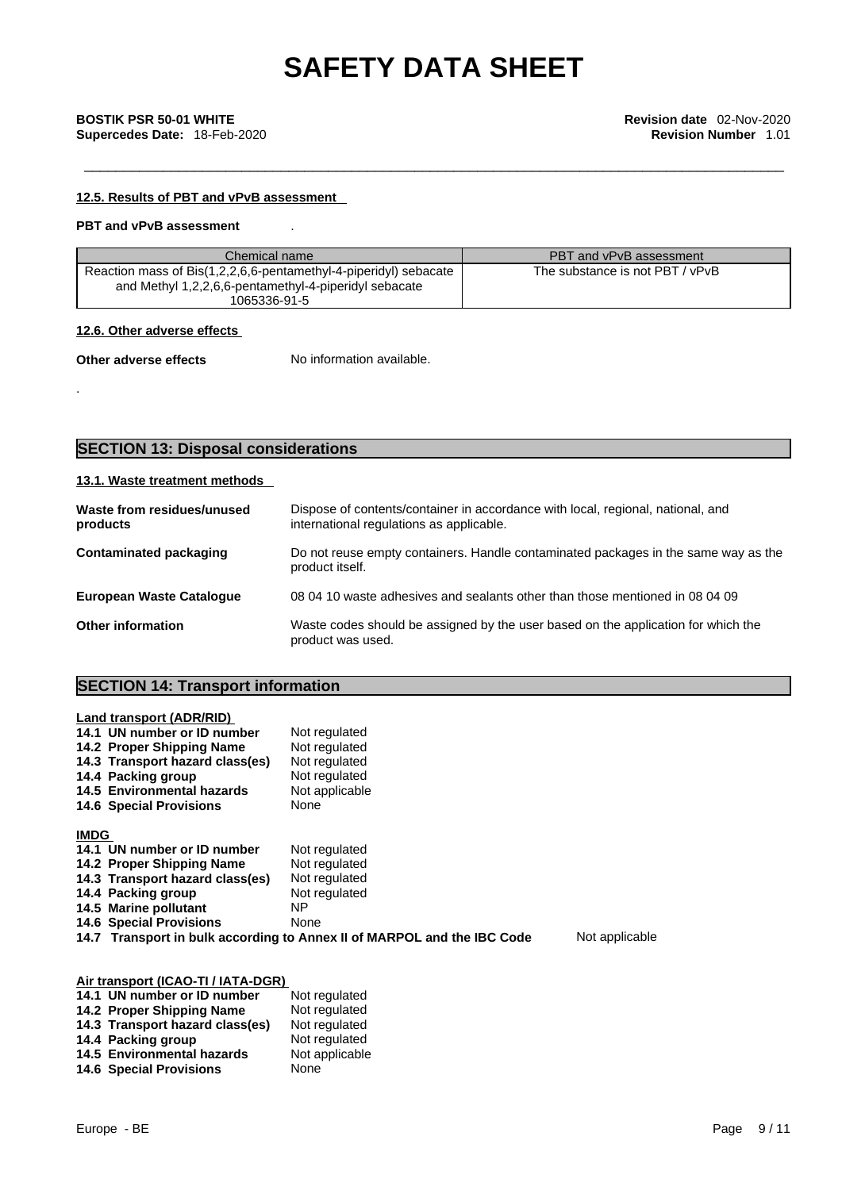#### 12.5. Results of PBT and vPvB assessment

**PBT and vPvB assessment** .

| Chemical name | PBT and vPvB assessment |
|---|---|
| Reaction mass of Bis(1,2,2,6,6-pentamethyl-4-piperidyl) sebacate and Methyl 1,2,2,6,6-pentamethyl-4-piperidyl sebacate 1065336-91-5 | The substance is not PBT / vPvB |

#### 12.6. Other adverse effects

**Other adverse effects** No information available.

.

## SECTION 13: Disposal considerations

#### 13.1. Waste treatment methods

**Waste from residues/unused products** Dispose of contents/container in accordance with local, regional, national, and international regulations as applicable.

**Contaminated packaging** Do not reuse empty containers. Handle contaminated packages in the same way as the product itself.

**European Waste Catalogue** 08 04 10 waste adhesives and sealants other than those mentioned in 08 04 09

**Other information** Waste codes should be assigned by the user based on the application for which the product was used.

## SECTION 14: Transport information

**Land transport (ADR/RID)**

| | |
|---|---|
| **14.1 UN number or ID number** | Not regulated |
| **14.2 Proper Shipping Name** | Not regulated |
| **14.3 Transport hazard class(es)** | Not regulated |
| **14.4 Packing group** | Not regulated |
| **14.5 Environmental hazards** | Not applicable |
| **14.6 Special Provisions** | None |

**IMDG**

| | |
|---|---|
| **14.1 UN number or ID number** | Not regulated |
| **14.2 Proper Shipping Name** | Not regulated |
| **14.3 Transport hazard class(es)** | Not regulated |
| **14.4 Packing group** | Not regulated |
| **14.5 Marine pollutant** | NP |
| **14.6 Special Provisions** | None |

**14.7 Transport in bulk according to Annex II of MARPOL and the IBC Code** Not applicable

**Air transport (ICAO-TI / IATA-DGR)**

| | |
|---|---|
| **14.1 UN number or ID number** | Not regulated |
| **14.2 Proper Shipping Name** | Not regulated |
| **14.3 Transport hazard class(es)** | Not regulated |
| **14.4 Packing group** | Not regulated |
| **14.5 Environmental hazards** | Not applicable |
| **14.6 Special Provisions** | None |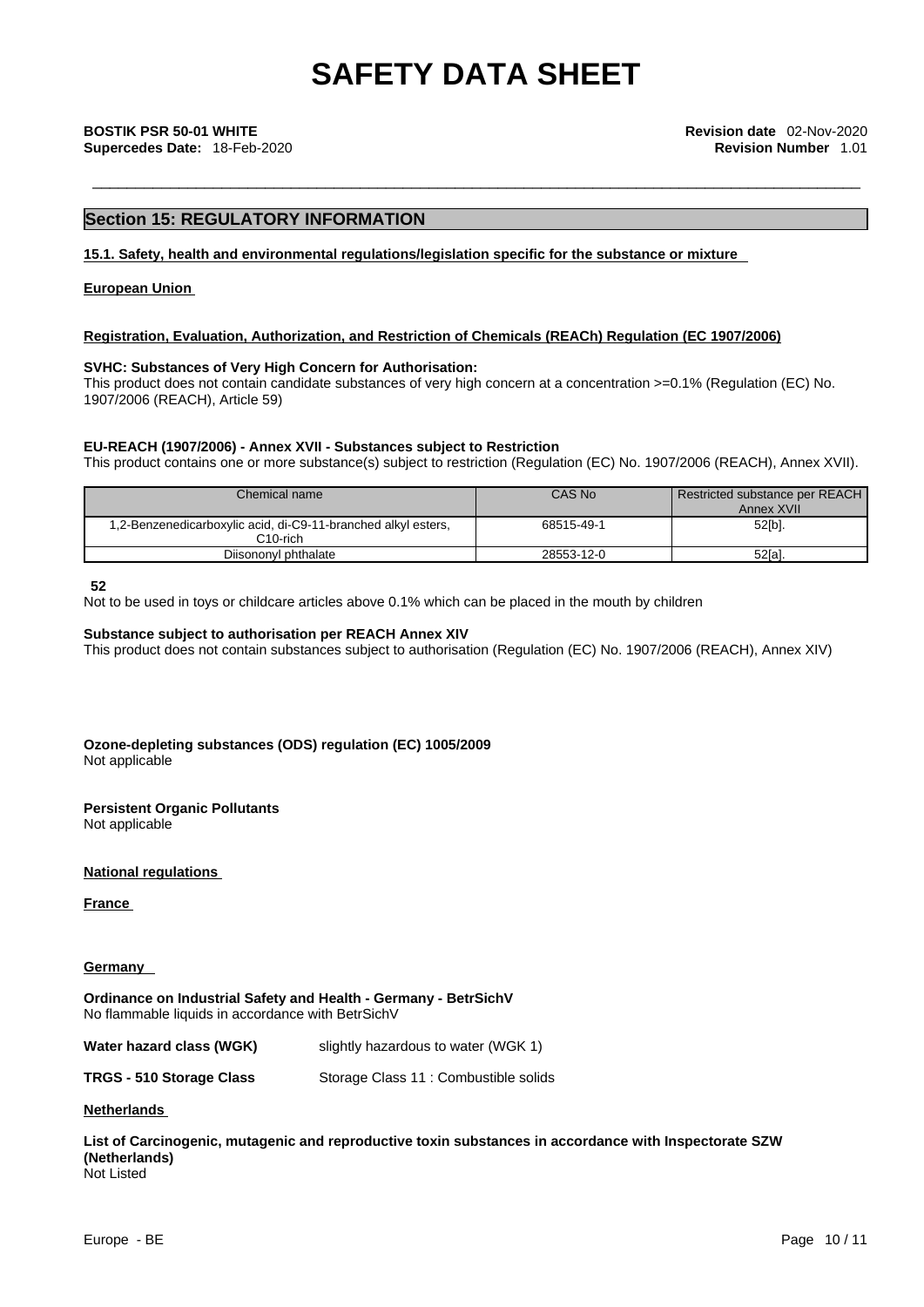# SAFETY DATA SHEET

**BOSTIK PSR 50-01 WHITE**
**Supercedes Date:** 18-Feb-2020

**Revision date** 02-Nov-2020
**Revision Number** 1.01

## Section 15: REGULATORY INFORMATION

### 15.1. Safety, health and environmental regulations/legislation specific for the substance or mixture

**European Union**

**Registration, Evaluation, Authorization, and Restriction of Chemicals (REACh) Regulation (EC 1907/2006)**

**SVHC: Substances of Very High Concern for Authorisation:**
This product does not contain candidate substances of very high concern at a concentration >=0.1% (Regulation (EC) No. 1907/2006 (REACH), Article 59)

**EU-REACH (1907/2006) - Annex XVII - Substances subject to Restriction**
This product contains one or more substance(s) subject to restriction (Regulation (EC) No. 1907/2006 (REACH), Annex XVII).

| Chemical name | CAS No | Restricted substance per REACH Annex XVII |
| --- | --- | --- |
| 1,2-Benzenedicarboxylic acid, di-C9-11-branched alkyl esters, C10-rich | 68515-49-1 | 52[b]. |
| Diisononyl phthalate | 28553-12-0 | 52[a]. |

**52**
Not to be used in toys or childcare articles above 0.1% which can be placed in the mouth by children

**Substance subject to authorisation per REACH Annex XIV**
This product does not contain substances subject to authorisation (Regulation (EC) No. 1907/2006 (REACH), Annex XIV)

**Ozone-depleting substances (ODS) regulation (EC) 1005/2009**
Not applicable

**Persistent Organic Pollutants**
Not applicable

**National regulations**

**France**

**Germany**

**Ordinance on Industrial Safety and Health - Germany - BetrSichV**
No flammable liquids in accordance with BetrSichV

**Water hazard class (WGK)** slightly hazardous to water (WGK 1)

**TRGS - 510 Storage Class** Storage Class 11 : Combustible solids

**Netherlands**

**List of Carcinogenic, mutagenic and reproductive toxin substances in accordance with Inspectorate SZW (Netherlands)**
Not Listed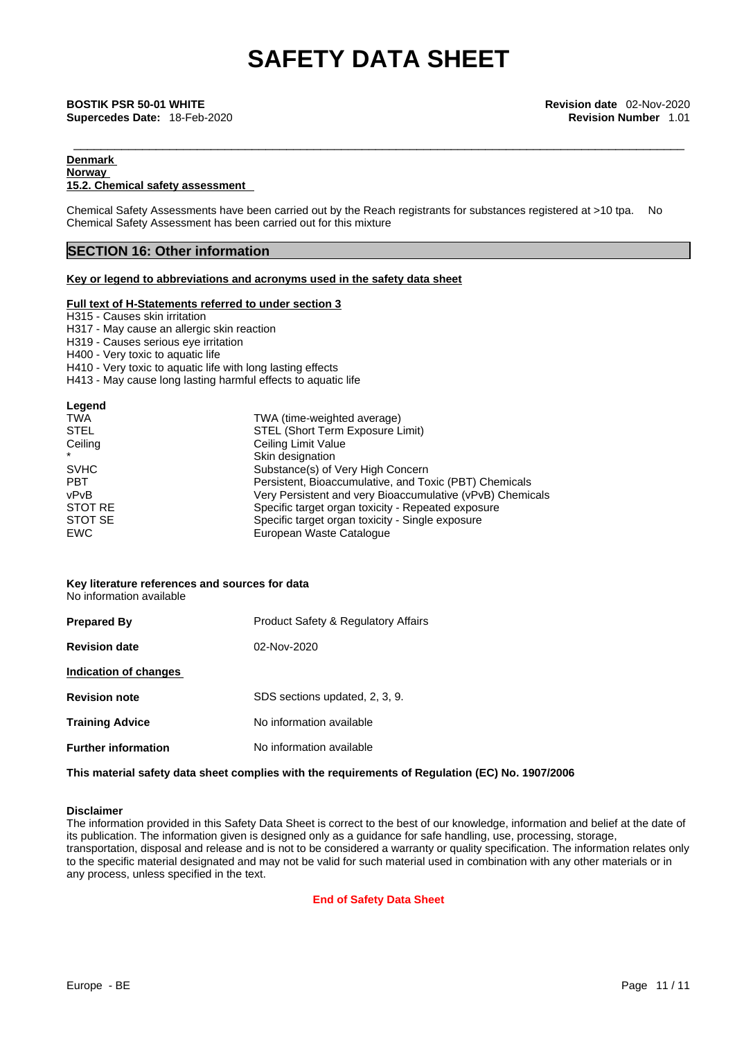# SAFETY DATA SHEET

**BOSTIK PSR 50-01 WHITE** **Revision date** 02-Nov-2020
**Supercedes Date:** 18-Feb-2020 **Revision Number** 1.01

**Denmark**
**Norway**
**15.2. Chemical safety assessment**

Chemical Safety Assessments have been carried out by the Reach registrants for substances registered at >10 tpa. No Chemical Safety Assessment has been carried out for this mixture

## SECTION 16: Other information

**Key or legend to abbreviations and acronyms used in the safety data sheet**

**Full text of H-Statements referred to under section 3**

H315 - Causes skin irritation
H317 - May cause an allergic skin reaction
H319 - Causes serious eye irritation
H400 - Very toxic to aquatic life
H410 - Very toxic to aquatic life with long lasting effects
H413 - May cause long lasting harmful effects to aquatic life

**Legend**

| | |
|---|---|
| TWA | TWA (time-weighted average) |
| STEL | STEL (Short Term Exposure Limit) |
| Ceiling | Ceiling Limit Value |
| * | Skin designation |
| SVHC | Substance(s) of Very High Concern |
| PBT | Persistent, Bioaccumulative, and Toxic (PBT) Chemicals |
| vPvB | Very Persistent and very Bioaccumulative (vPvB) Chemicals |
| STOT RE | Specific target organ toxicity - Repeated exposure |
| STOT SE | Specific target organ toxicity - Single exposure |
| EWC | European Waste Catalogue |

**Key literature references and sources for data**
No information available

**Prepared By** Product Safety & Regulatory Affairs

**Revision date** 02-Nov-2020

**Indication of changes**

**Revision note** SDS sections updated, 2, 3, 9.

**Training Advice** No information available

**Further information** No information available

**This material safety data sheet complies with the requirements of Regulation (EC) No. 1907/2006**

**Disclaimer**
The information provided in this Safety Data Sheet is correct to the best of our knowledge, information and belief at the date of its publication. The information given is designed only as a guidance for safe handling, use, processing, storage, transportation, disposal and release and is not to be considered a warranty or quality specification. The information relates only to the specific material designated and may not be valid for such material used in combination with any other materials or in any process, unless specified in the text.

**End of Safety Data Sheet**